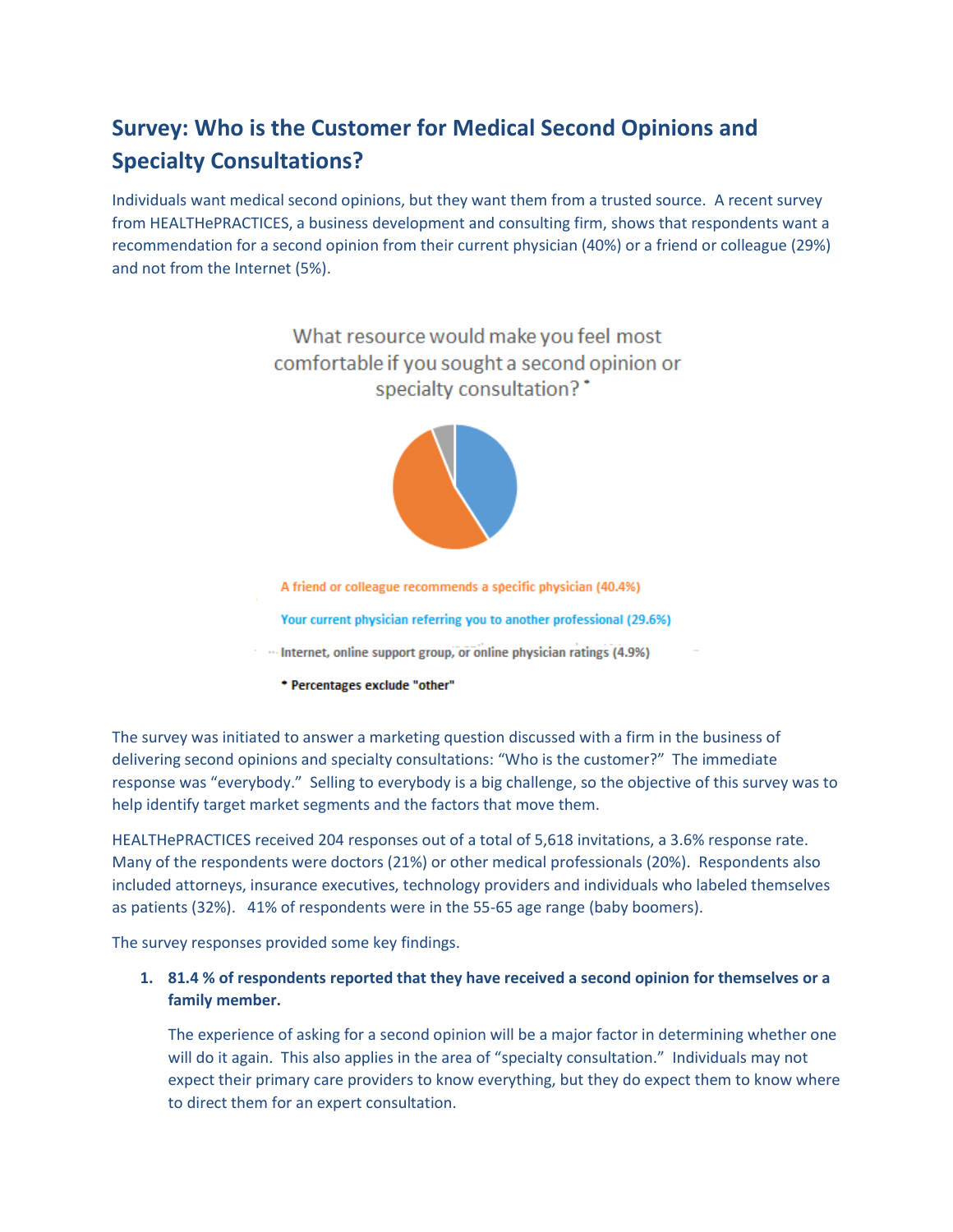# Survey: Who is the Customer for Medical Second Opinions and Specialty Consultations?

Individuals want medical second opinions, but they want them from a trusted source. A recent survey from HEALTHePRACTICES, a business development and consulting firm, shows that respondents want a recommendation for a second opinion from their current physician (40%) or a friend or colleague (29%) and not from the Internet (5%).

What resource would make you feel most comfortable if you sought a second opinion or specialty consultation? *

A friend or colleague recommends a specific physician (40.4%)

Your current physician referring you to another professional (29.6%)

Internet, online support group, or online physician ratings (4.9%)

* Percentages exclude "other"

The survey was initiated to answer a marketing question discussed with a firm in the business of delivering second opinions and specialty consultations: "Who is the customer?" The immediate response was "everybody." Selling to everybody is a big challenge, so the objective of this survey was to help identify target market segments and the factors that move them.

HEALTHePRACTICES received 204 responses out of a total of 5,618 invitations, a 3.6% response rate. Many of the respondents were doctors (21%) or other medical professionals (20%). Respondents also included attorneys, insurance executives, technology providers and individuals who labeled themselves as patients (32%). 41% of respondents were in the 55-65 age range (baby boomers).

The survey responses provided some key findings.

1. **81.4 % of respondents reported that they have received a second opinion for themselves or a family member.**

   The experience of asking for a second opinion will be a major factor in determining whether one will do it again. This also applies in the area of "specialty consultation." Individuals may not expect their primary care providers to know everything, but they do expect them to know where to direct them for an expert consultation.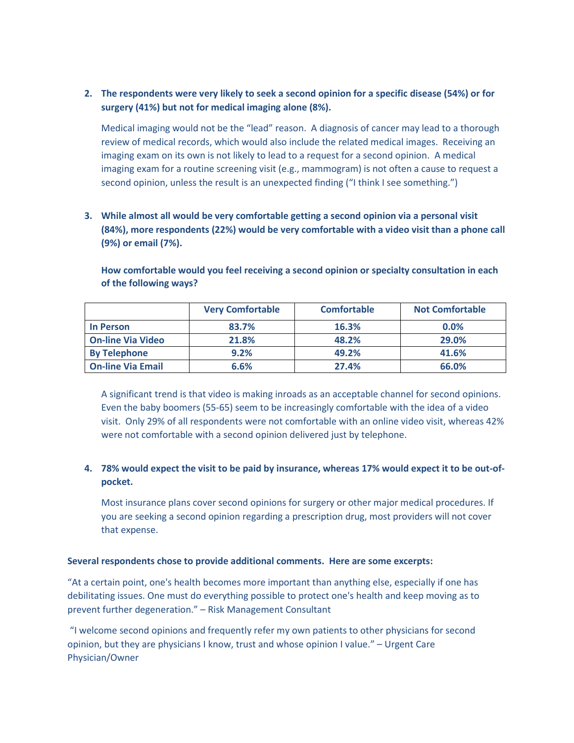2. **The respondents were very likely to seek a second opinion for a specific disease (54%) or for surgery (41%) but not for medical imaging alone (8%).**

   Medical imaging would not be the "lead" reason. A diagnosis of cancer may lead to a thorough review of medical records, which would also include the related medical images. Receiving an imaging exam on its own is not likely to lead to a request for a second opinion. A medical imaging exam for a routine screening visit (e.g., mammogram) is not often a cause to request a second opinion, unless the result is an unexpected finding ("I think I see something.")

3. **While almost all would be very comfortable getting a second opinion via a personal visit (84%), more respondents (22%) would be very comfortable with a video visit than a phone call (9%) or email (7%).**

   **How comfortable would you feel receiving a second opinion or specialty consultation in each of the following ways?**

   | | Very Comfortable | Comfortable | Not Comfortable |
   |---|---|---|---|
   | **In Person** | 83.7% | 16.3% | 0.0% |
   | **On-line Via Video** | 21.8% | 48.2% | 29.0% |
   | **By Telephone** | 9.2% | 49.2% | 41.6% |
   | **On-line Via Email** | 6.6% | 27.4% | 66.0% |

   A significant trend is that video is making inroads as an acceptable channel for second opinions. Even the baby boomers (55-65) seem to be increasingly comfortable with the idea of a video visit. Only 29% of all respondents were not comfortable with an online video visit, whereas 42% were not comfortable with a second opinion delivered just by telephone.

4. **78% would expect the visit to be paid by insurance, whereas 17% would expect it to be out-of-pocket.**

   Most insurance plans cover second opinions for surgery or other major medical procedures. If you are seeking a second opinion regarding a prescription drug, most providers will not cover that expense.

**Several respondents chose to provide additional comments. Here are some excerpts:**

"At a certain point, one's health becomes more important than anything else, especially if one has debilitating issues. One must do everything possible to protect one's health and keep moving as to prevent further degeneration." – Risk Management Consultant

"I welcome second opinions and frequently refer my own patients to other physicians for second opinion, but they are physicians I know, trust and whose opinion I value." – Urgent Care Physician/Owner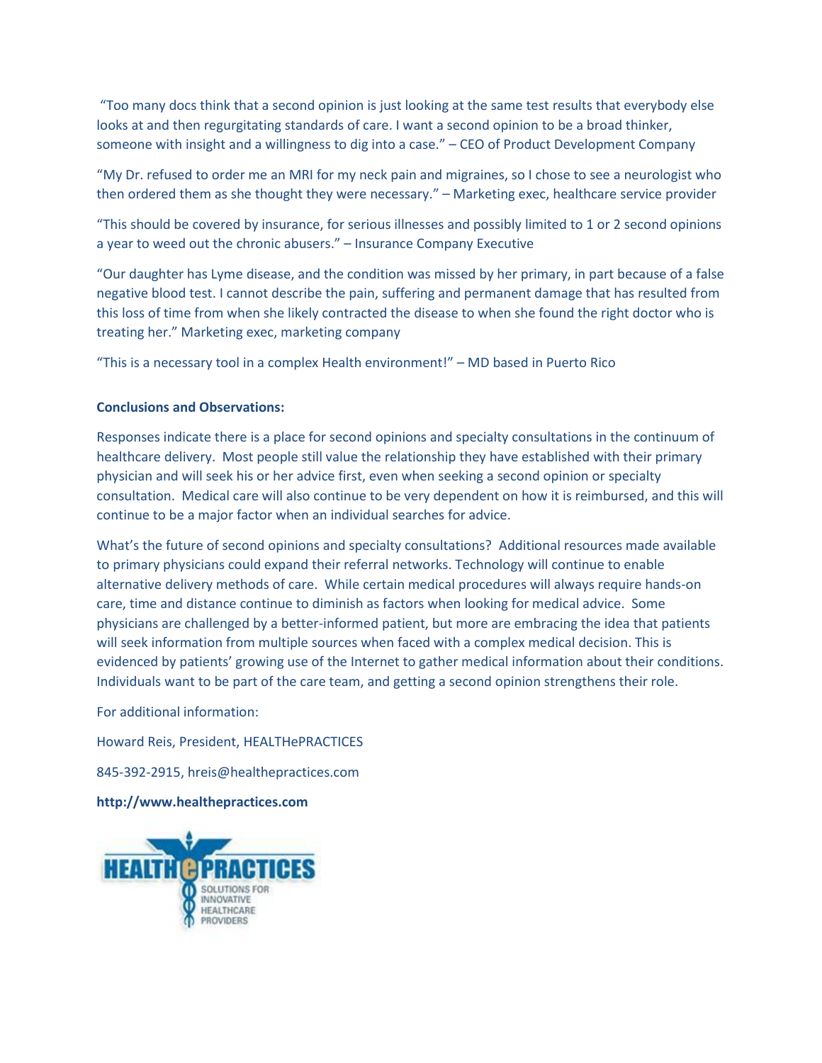"Too many docs think that a second opinion is just looking at the same test results that everybody else looks at and then regurgitating standards of care. I want a second opinion to be a broad thinker, someone with insight and a willingness to dig into a case." – CEO of Product Development Company

"My Dr. refused to order me an MRI for my neck pain and migraines, so I chose to see a neurologist who then ordered them as she thought they were necessary." – Marketing exec, healthcare service provider

"This should be covered by insurance, for serious illnesses and possibly limited to 1 or 2 second opinions a year to weed out the chronic abusers." – Insurance Company Executive

"Our daughter has Lyme disease, and the condition was missed by her primary, in part because of a false negative blood test. I cannot describe the pain, suffering and permanent damage that has resulted from this loss of time from when she likely contracted the disease to when she found the right doctor who is treating her." Marketing exec, marketing company

"This is a necessary tool in a complex Health environment!" – MD based in Puerto Rico

**Conclusions and Observations:**

Responses indicate there is a place for second opinions and specialty consultations in the continuum of healthcare delivery. Most people still value the relationship they have established with their primary physician and will seek his or her advice first, even when seeking a second opinion or specialty consultation. Medical care will also continue to be very dependent on how it is reimbursed, and this will continue to be a major factor when an individual searches for advice.

What's the future of second opinions and specialty consultations? Additional resources made available to primary physicians could expand their referral networks. Technology will continue to enable alternative delivery methods of care. While certain medical procedures will always require hands-on care, time and distance continue to diminish as factors when looking for medical advice. Some physicians are challenged by a better-informed patient, but more are embracing the idea that patients will seek information from multiple sources when faced with a complex medical decision. This is evidenced by patients' growing use of the Internet to gather medical information about their conditions. Individuals want to be part of the care team, and getting a second opinion strengthens their role.

For additional information:

Howard Reis, President, HEALTHePRACTICES

845-392-2915, hreis@healthepractices.com

**http://www.healthepractices.com**

HEALTHePRACTICES
SOLUTIONS FOR INNOVATIVE HEALTHCARE PROVIDERS